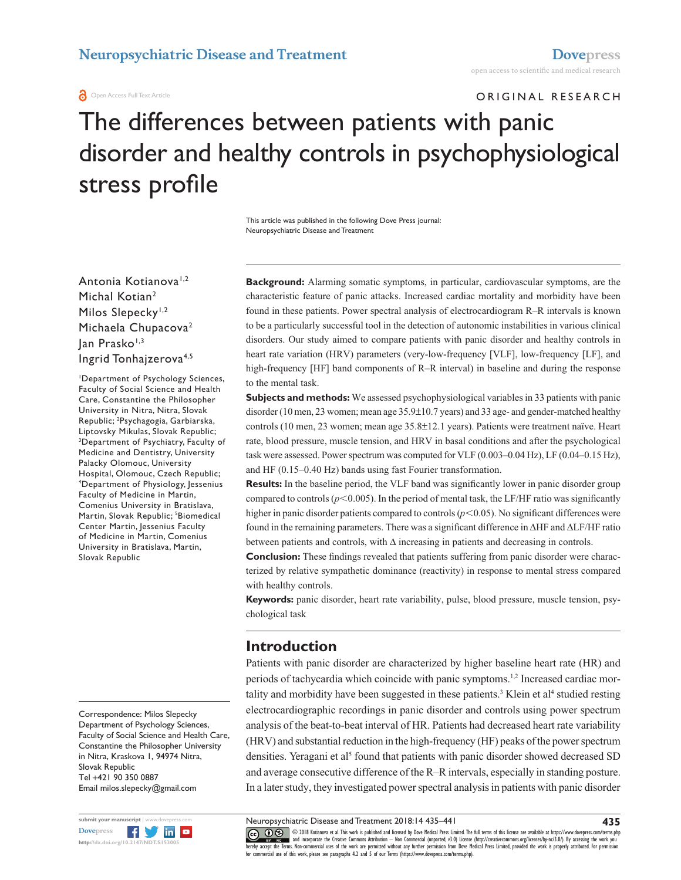ORIGINAL RESEARCH

# The differences between patients with panic disorder and healthy controls in psychophysiological stress profile

This article was published in the following Dove Press journal:
Neuropsychiatric Disease and Treatment

Antonia Kotianova[1,2]
Michal Kotian[2]
Milos Slepecky[1,2]
Michaela Chupacova[2]
Jan Prasko[1,3]
Ingrid Tonhajzerova[4,5]

[1]Department of Psychology Sciences, Faculty of Social Science and Health Care, Constantine the Philosopher University in Nitra, Nitra, Slovak Republic; [2]Psychagogia, Garbiarska, Liptovsky Mikulas, Slovak Republic; [3]Department of Psychiatry, Faculty of Medicine and Dentistry, University Palacky Olomouc, University Hospital, Olomouc, Czech Republic; [4]Department of Physiology, Jessenius Faculty of Medicine in Martin, Comenius University in Bratislava, Martin, Slovak Republic; [5]Biomedical Center Martin, Jessenius Faculty of Medicine in Martin, Comenius University in Bratislava, Martin, Slovak Republic

Correspondence: Milos Slepecky
Department of Psychology Sciences, Faculty of Social Science and Health Care, Constantine the Philosopher University in Nitra, Kraskova 1, 94974 Nitra, Slovak Republic
Tel +421 90 350 0887
Email milos.slepecky@gmail.com

**Background:** Alarming somatic symptoms, in particular, cardiovascular symptoms, are the characteristic feature of panic attacks. Increased cardiac mortality and morbidity have been found in these patients. Power spectral analysis of electrocardiogram R–R intervals is known to be a particularly successful tool in the detection of autonomic instabilities in various clinical disorders. Our study aimed to compare patients with panic disorder and healthy controls in heart rate variation (HRV) parameters (very-low-frequency [VLF], low-frequency [LF], and high-frequency [HF] band components of R–R interval) in baseline and during the response to the mental task.

**Subjects and methods:** We assessed psychophysiological variables in 33 patients with panic disorder (10 men, 23 women; mean age 35.9±10.7 years) and 33 age- and gender-matched healthy controls (10 men, 23 women; mean age 35.8±12.1 years). Patients were treatment naïve. Heart rate, blood pressure, muscle tension, and HRV in basal conditions and after the psychological task were assessed. Power spectrum was computed for VLF (0.003–0.04 Hz), LF (0.04–0.15 Hz), and HF (0.15–0.40 Hz) bands using fast Fourier transformation.

**Results:** In the baseline period, the VLF band was significantly lower in panic disorder group compared to controls ($p<0.005$). In the period of mental task, the LF/HF ratio was significantly higher in panic disorder patients compared to controls ($p<0.05$). No significant differences were found in the remaining parameters. There was a significant difference in ΔHF and ΔLF/HF ratio between patients and controls, with Δ increasing in patients and decreasing in controls.

**Conclusion:** These findings revealed that patients suffering from panic disorder were characterized by relative sympathetic dominance (reactivity) in response to mental stress compared with healthy controls.

**Keywords:** panic disorder, heart rate variability, pulse, blood pressure, muscle tension, psychological task

## Introduction

Patients with panic disorder are characterized by higher baseline heart rate (HR) and periods of tachycardia which coincide with panic symptoms.[1,2] Increased cardiac mortality and morbidity have been suggested in these patients.[3] Klein et al[4] studied resting electrocardiographic recordings in panic disorder and controls using power spectrum analysis of the beat-to-beat interval of HR. Patients had decreased heart rate variability (HRV) and substantial reduction in the high-frequency (HF) peaks of the power spectrum densities. Yeragani et al[5] found that patients with panic disorder showed decreased SD and average consecutive difference of the R–R intervals, especially in standing posture. In a later study, they investigated power spectral analysis in patients with panic disorder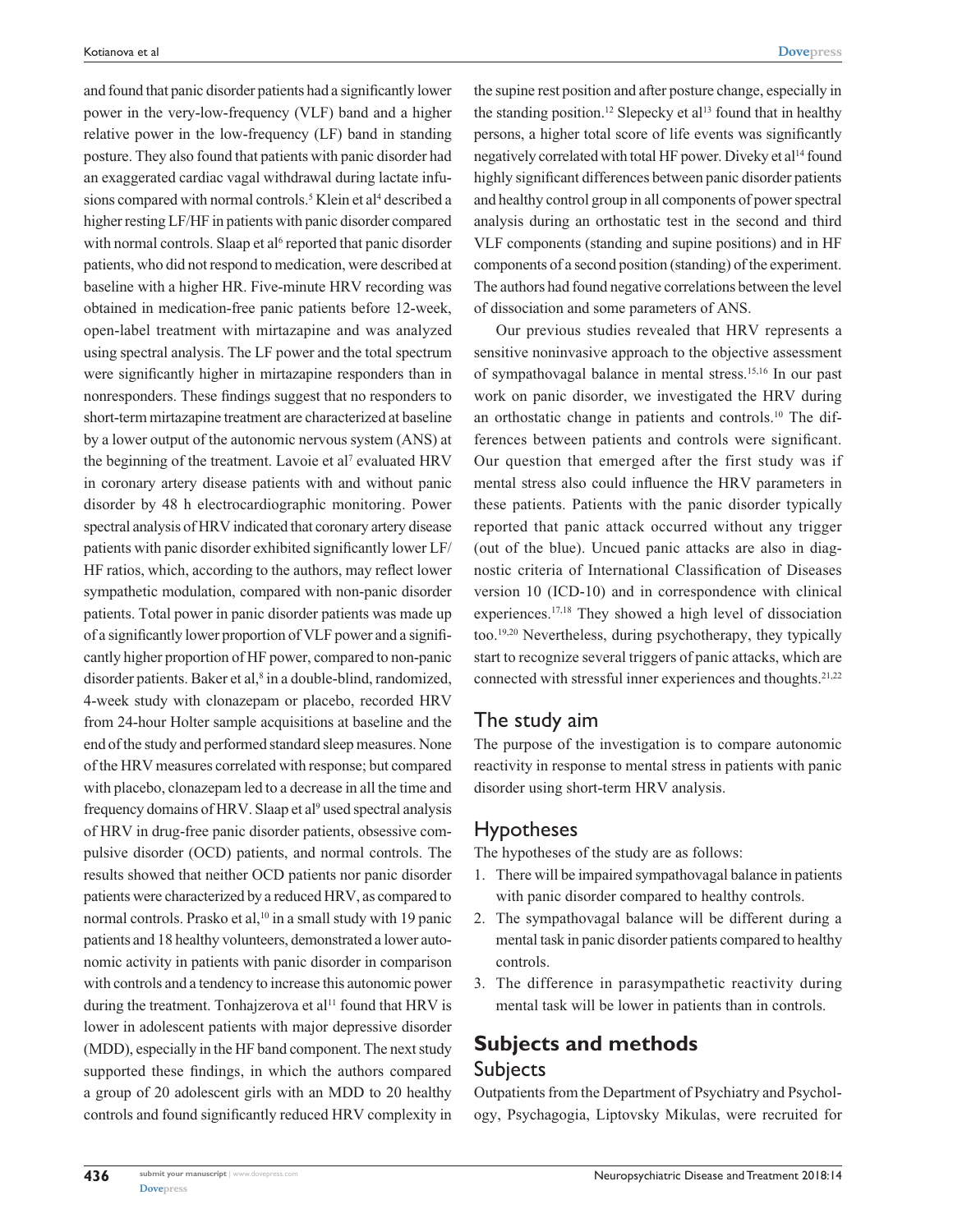and found that panic disorder patients had a significantly lower power in the very-low-frequency (VLF) band and a higher relative power in the low-frequency (LF) band in standing posture. They also found that patients with panic disorder had an exaggerated cardiac vagal withdrawal during lactate infusions compared with normal controls.[5] Klein et al[4] described a higher resting LF/HF in patients with panic disorder compared with normal controls. Slaap et al[6] reported that panic disorder patients, who did not respond to medication, were described at baseline with a higher HR. Five-minute HRV recording was obtained in medication-free panic patients before 12-week, open-label treatment with mirtazapine and was analyzed using spectral analysis. The LF power and the total spectrum were significantly higher in mirtazapine responders than in nonresponders. These findings suggest that no responders to short-term mirtazapine treatment are characterized at baseline by a lower output of the autonomic nervous system (ANS) at the beginning of the treatment. Lavoie et al[7] evaluated HRV in coronary artery disease patients with and without panic disorder by 48 h electrocardiographic monitoring. Power spectral analysis of HRV indicated that coronary artery disease patients with panic disorder exhibited significantly lower LF/HF ratios, which, according to the authors, may reflect lower sympathetic modulation, compared with non-panic disorder patients. Total power in panic disorder patients was made up of a significantly lower proportion of VLF power and a significantly higher proportion of HF power, compared to non-panic disorder patients. Baker et al,[8] in a double-blind, randomized, 4-week study with clonazepam or placebo, recorded HRV from 24-hour Holter sample acquisitions at baseline and the end of the study and performed standard sleep measures. None of the HRV measures correlated with response; but compared with placebo, clonazepam led to a decrease in all the time and frequency domains of HRV. Slaap et al[9] used spectral analysis of HRV in drug-free panic disorder patients, obsessive compulsive disorder (OCD) patients, and normal controls. The results showed that neither OCD patients nor panic disorder patients were characterized by a reduced HRV, as compared to normal controls. Prasko et al,[10] in a small study with 19 panic patients and 18 healthy volunteers, demonstrated a lower autonomic activity in patients with panic disorder in comparison with controls and a tendency to increase this autonomic power during the treatment. Tonhajzerova et al[11] found that HRV is lower in adolescent patients with major depressive disorder (MDD), especially in the HF band component. The next study supported these findings, in which the authors compared a group of 20 adolescent girls with an MDD to 20 healthy controls and found significantly reduced HRV complexity in the supine rest position and after posture change, especially in the standing position.[12] Slepecky et al[13] found that in healthy persons, a higher total score of life events was significantly negatively correlated with total HF power. Diveky et al[14] found highly significant differences between panic disorder patients and healthy control group in all components of power spectral analysis during an orthostatic test in the second and third VLF components (standing and supine positions) and in HF components of a second position (standing) of the experiment. The authors had found negative correlations between the level of dissociation and some parameters of ANS.

Our previous studies revealed that HRV represents a sensitive noninvasive approach to the objective assessment of sympathovagal balance in mental stress.[15,16] In our past work on panic disorder, we investigated the HRV during an orthostatic change in patients and controls.[10] The differences between patients and controls were significant. Our question that emerged after the first study was if mental stress also could influence the HRV parameters in these patients. Patients with the panic disorder typically reported that panic attack occurred without any trigger (out of the blue). Uncued panic attacks are also in diagnostic criteria of International Classification of Diseases version 10 (ICD-10) and in correspondence with clinical experiences.[17,18] They showed a high level of dissociation too.[19,20] Nevertheless, during psychotherapy, they typically start to recognize several triggers of panic attacks, which are connected with stressful inner experiences and thoughts.[21,22]

## The study aim

The purpose of the investigation is to compare autonomic reactivity in response to mental stress in patients with panic disorder using short-term HRV analysis.

## Hypotheses

The hypotheses of the study are as follows:

1. There will be impaired sympathovagal balance in patients with panic disorder compared to healthy controls.
2. The sympathovagal balance will be different during a mental task in panic disorder patients compared to healthy controls.
3. The difference in parasympathetic reactivity during mental task will be lower in patients than in controls.

# Subjects and methods

## Subjects

Outpatients from the Department of Psychiatry and Psychology, Psychagogia, Liptovsky Mikulas, were recruited for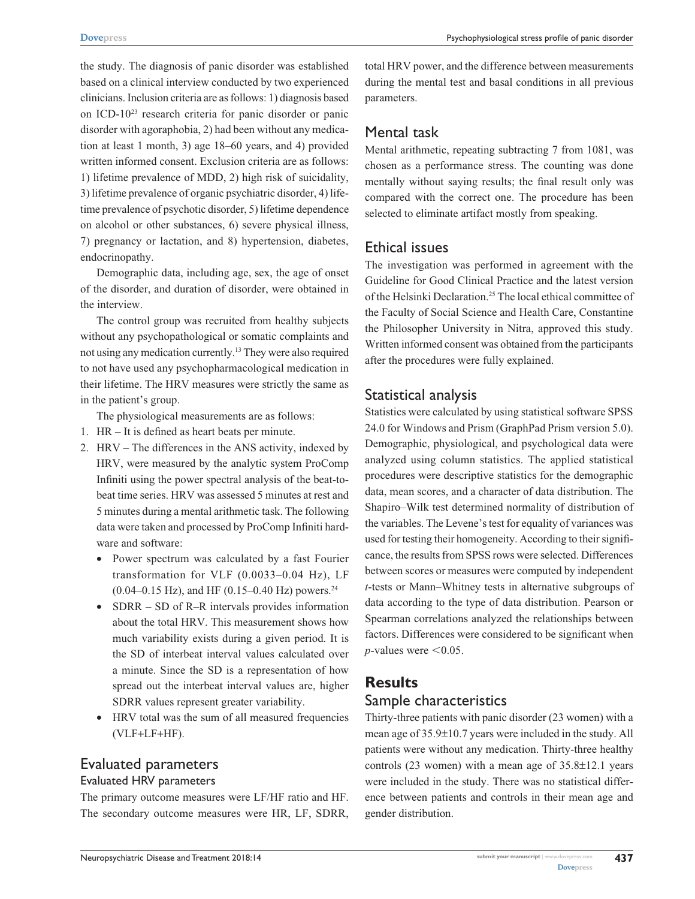the study. The diagnosis of panic disorder was established based on a clinical interview conducted by two experienced clinicians. Inclusion criteria are as follows: 1) diagnosis based on ICD-10[23] research criteria for panic disorder or panic disorder with agoraphobia, 2) had been without any medication at least 1 month, 3) age 18–60 years, and 4) provided written informed consent. Exclusion criteria are as follows: 1) lifetime prevalence of MDD, 2) high risk of suicidality, 3) lifetime prevalence of organic psychiatric disorder, 4) lifetime prevalence of psychotic disorder, 5) lifetime dependence on alcohol or other substances, 6) severe physical illness, 7) pregnancy or lactation, and 8) hypertension, diabetes, endocrinopathy.

Demographic data, including age, sex, the age of onset of the disorder, and duration of disorder, were obtained in the interview.

The control group was recruited from healthy subjects without any psychopathological or somatic complaints and not using any medication currently.[13] They were also required to not have used any psychopharmacological medication in their lifetime. The HRV measures were strictly the same as in the patient's group.

The physiological measurements are as follows:

1. HR – It is defined as heart beats per minute.
2. HRV – The differences in the ANS activity, indexed by HRV, were measured by the analytic system ProComp Infiniti using the power spectral analysis of the beat-to-beat time series. HRV was assessed 5 minutes at rest and 5 minutes during a mental arithmetic task. The following data were taken and processed by ProComp Infiniti hardware and software:
   - Power spectrum was calculated by a fast Fourier transformation for VLF (0.0033–0.04 Hz), LF (0.04–0.15 Hz), and HF (0.15–0.40 Hz) powers.[24]
   - SDRR – SD of R–R intervals provides information about the total HRV. This measurement shows how much variability exists during a given period. It is the SD of interbeat interval values calculated over a minute. Since the SD is a representation of how spread out the interbeat interval values are, higher SDRR values represent greater variability.
   - HRV total was the sum of all measured frequencies (VLF+LF+HF).

## Evaluated parameters

### Evaluated HRV parameters

The primary outcome measures were LF/HF ratio and HF. The secondary outcome measures were HR, LF, SDRR, total HRV power, and the difference between measurements during the mental test and basal conditions in all previous parameters.

## Mental task

Mental arithmetic, repeating subtracting 7 from 1081, was chosen as a performance stress. The counting was done mentally without saying results; the final result only was compared with the correct one. The procedure has been selected to eliminate artifact mostly from speaking.

## Ethical issues

The investigation was performed in agreement with the Guideline for Good Clinical Practice and the latest version of the Helsinki Declaration.[25] The local ethical committee of the Faculty of Social Science and Health Care, Constantine the Philosopher University in Nitra, approved this study. Written informed consent was obtained from the participants after the procedures were fully explained.

## Statistical analysis

Statistics were calculated by using statistical software SPSS 24.0 for Windows and Prism (GraphPad Prism version 5.0). Demographic, physiological, and psychological data were analyzed using column statistics. The applied statistical procedures were descriptive statistics for the demographic data, mean scores, and a character of data distribution. The Shapiro–Wilk test determined normality of distribution of the variables. The Levene's test for equality of variances was used for testing their homogeneity. According to their significance, the results from SPSS rows were selected. Differences between scores or measures were computed by independent *t*-tests or Mann–Whitney tests in alternative subgroups of data according to the type of data distribution. Pearson or Spearman correlations analyzed the relationships between factors. Differences were considered to be significant when *p*-values were $<0.05$.

# Results

## Sample characteristics

Thirty-three patients with panic disorder (23 women) with a mean age of 35.9±10.7 years were included in the study. All patients were without any medication. Thirty-three healthy controls (23 women) with a mean age of 35.8±12.1 years were included in the study. There was no statistical difference between patients and controls in their mean age and gender distribution.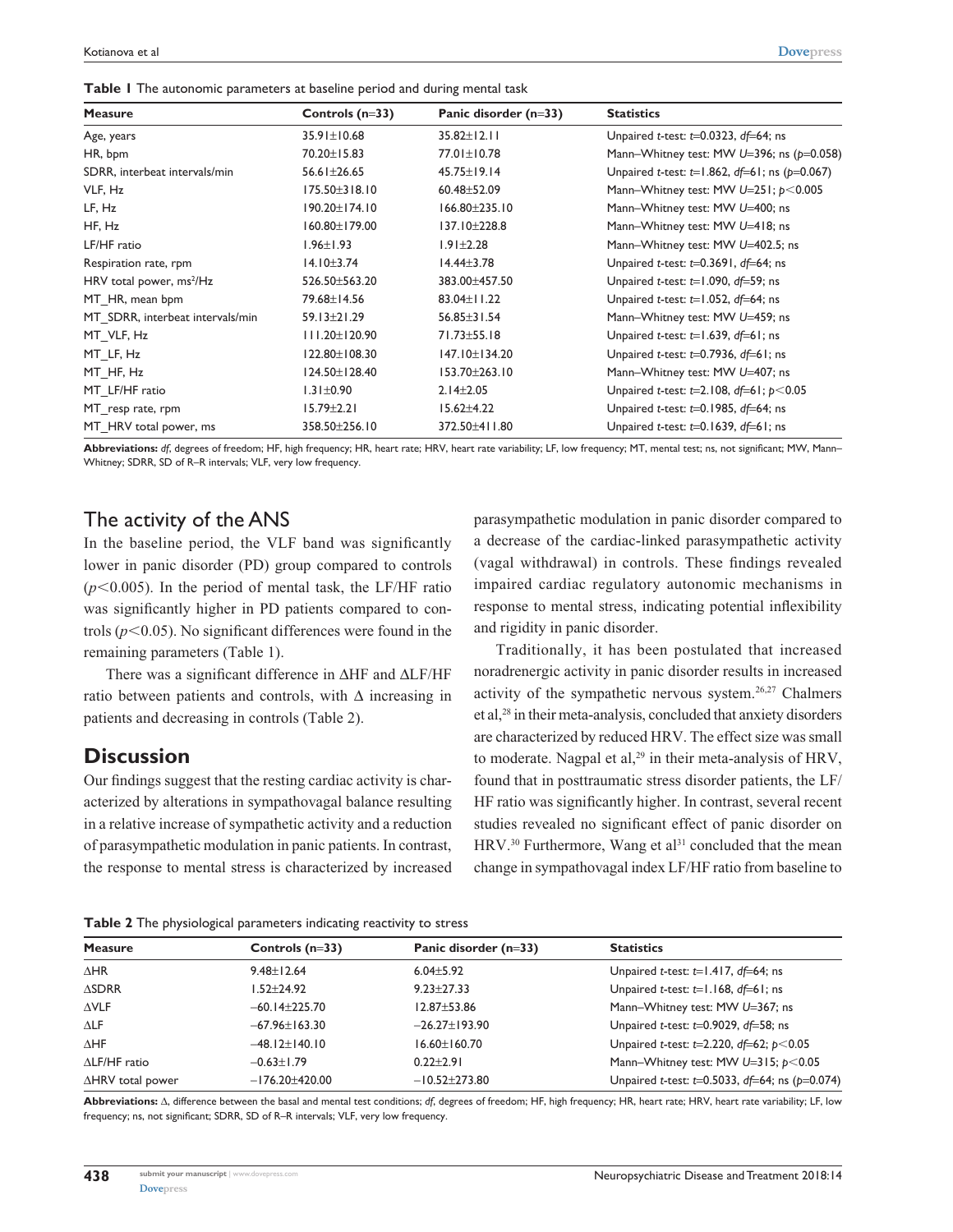**Table 1** The autonomic parameters at baseline period and during mental task

| Measure | Controls (n=33) | Panic disorder (n=33) | Statistics |
|---|---|---|---|
| Age, years | 35.91±10.68 | 35.82±12.11 | Unpaired *t*-test: *t*=0.0323, *df*=64; ns |
| HR, bpm | 70.20±15.83 | 77.01±10.78 | Mann–Whitney test: MW *U*=396; ns (*p*=0.058) |
| SDRR, interbeat intervals/min | 56.61±26.65 | 45.75±19.14 | Unpaired *t*-test: *t*=1.862, *df*=61; ns (*p*=0.067) |
| VLF, Hz | 175.50±318.10 | 60.48±52.09 | Mann–Whitney test: MW *U*=251; $p<0.005$ |
| LF, Hz | 190.20±174.10 | 166.80±235.10 | Mann–Whitney test: MW *U*=400; ns |
| HF, Hz | 160.80±179.00 | 137.10±228.8 | Mann–Whitney test: MW *U*=418; ns |
| LF/HF ratio | 1.96±1.93 | 1.91±2.28 | Mann–Whitney test: MW *U*=402.5; ns |
| Respiration rate, rpm | 14.10±3.74 | 14.44±3.78 | Unpaired *t*-test: *t*=0.3691, *df*=64; ns |
| HRV total power, $ms^2$/Hz | 526.50±563.20 | 383.00±457.50 | Unpaired *t*-test: *t*=1.090, *df*=59; ns |
| MT_HR, mean bpm | 79.68±14.56 | 83.04±11.22 | Unpaired *t*-test: *t*=1.052, *df*=64; ns |
| MT_SDRR, interbeat intervals/min | 59.13±21.29 | 56.85±31.54 | Mann–Whitney test: MW *U*=459; ns |
| MT_VLF, Hz | 111.20±120.90 | 71.73±55.18 | Unpaired *t*-test: *t*=1.639, *df*=61; ns |
| MT_LF, Hz | 122.80±108.30 | 147.10±134.20 | Unpaired *t*-test: *t*=0.7936, *df*=61; ns |
| MT_HF, Hz | 124.50±128.40 | 153.70±263.10 | Mann–Whitney test: MW *U*=407; ns |
| MT_LF/HF ratio | 1.31±0.90 | 2.14±2.05 | Unpaired *t*-test: *t*=2.108, *df*=61; $p<0.05$ |
| MT_resp rate, rpm | 15.79±2.21 | 15.62±4.22 | Unpaired *t*-test: *t*=0.1985, *df*=64; ns |
| MT_HRV total power, ms | 358.50±256.10 | 372.50±411.80 | Unpaired *t*-test: *t*=0.1639, *df*=61; ns |

**Abbreviations:** *df*, degrees of freedom; HF, high frequency; HR, heart rate; HRV, heart rate variability; LF, low frequency; MT, mental test; ns, not significant; MW, Mann–Whitney; SDRR, SD of R–R intervals; VLF, very low frequency.

## The activity of the ANS

In the baseline period, the VLF band was significantly lower in panic disorder (PD) group compared to controls ($p<0.005$). In the period of mental task, the LF/HF ratio was significantly higher in PD patients compared to controls ($p<0.05$). No significant differences were found in the remaining parameters (Table 1).

There was a significant difference in ΔHF and ΔLF/HF ratio between patients and controls, with Δ increasing in patients and decreasing in controls (Table 2).

# Discussion

Our findings suggest that the resting cardiac activity is characterized by alterations in sympathovagal balance resulting in a relative increase of sympathetic activity and a reduction of parasympathetic modulation in panic patients. In contrast, the response to mental stress is characterized by increased parasympathetic modulation in panic disorder compared to a decrease of the cardiac-linked parasympathetic activity (vagal withdrawal) in controls. These findings revealed impaired cardiac regulatory autonomic mechanisms in response to mental stress, indicating potential inflexibility and rigidity in panic disorder.

Traditionally, it has been postulated that increased noradrenergic activity in panic disorder results in increased activity of the sympathetic nervous system.[26,27] Chalmers et al,[28] in their meta-analysis, concluded that anxiety disorders are characterized by reduced HRV. The effect size was small to moderate. Nagpal et al,[29] in their meta-analysis of HRV, found that in posttraumatic stress disorder patients, the LF/HF ratio was significantly higher. In contrast, several recent studies revealed no significant effect of panic disorder on HRV.[30] Furthermore, Wang et al[31] concluded that the mean change in sympathovagal index LF/HF ratio from baseline to

**Table 2** The physiological parameters indicating reactivity to stress

| Measure | Controls (n=33) | Panic disorder (n=33) | Statistics |
|---|---|---|---|
| ΔHR | 9.48±12.64 | 6.04±5.92 | Unpaired *t*-test: *t*=1.417, *df*=64; ns |
| ΔSDRR | 1.52±24.92 | 9.23±27.33 | Unpaired *t*-test: *t*=1.168, *df*=61; ns |
| ΔVLF | −60.14±225.70 | 12.87±53.86 | Mann–Whitney test: MW *U*=367; ns |
| ΔLF | −67.96±163.30 | −26.27±193.90 | Unpaired *t*-test: *t*=0.9029, *df*=58; ns |
| ΔHF | −48.12±140.10 | 16.60±160.70 | Unpaired *t*-test: *t*=2.220, *df*=62; $p<0.05$ |
| ΔLF/HF ratio | −0.63±1.79 | 0.22±2.91 | Mann–Whitney test: MW *U*=315; $p<0.05$ |
| ΔHRV total power | −176.20±420.00 | −10.52±273.80 | Unpaired *t*-test: *t*=0.5033, *df*=64; ns (*p*=0.074) |

**Abbreviations:** Δ, difference between the basal and mental test conditions; *df*, degrees of freedom; HF, high frequency; HR, heart rate; HRV, heart rate variability; LF, low frequency; ns, not significant; SDRR, SD of R–R intervals; VLF, very low frequency.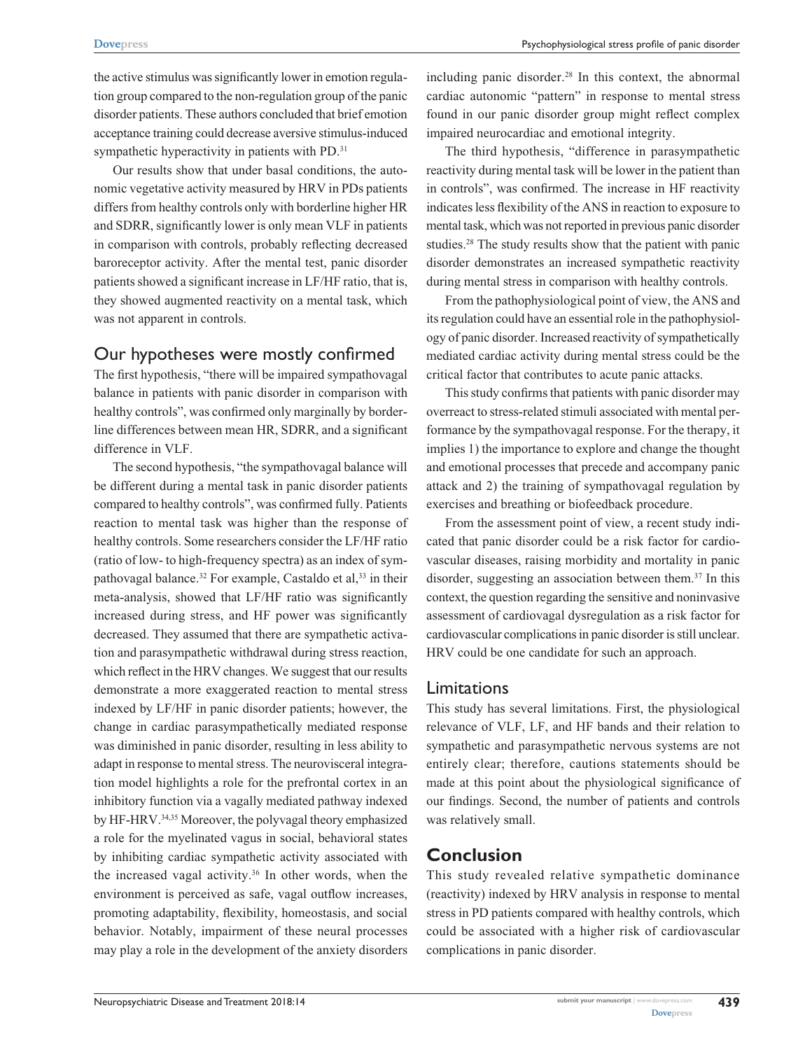the active stimulus was significantly lower in emotion regulation group compared to the non-regulation group of the panic disorder patients. These authors concluded that brief emotion acceptance training could decrease aversive stimulus-induced sympathetic hyperactivity in patients with PD.[31]

Our results show that under basal conditions, the autonomic vegetative activity measured by HRV in PDs patients differs from healthy controls only with borderline higher HR and SDRR, significantly lower is only mean VLF in patients in comparison with controls, probably reflecting decreased baroreceptor activity. After the mental test, panic disorder patients showed a significant increase in LF/HF ratio, that is, they showed augmented reactivity on a mental task, which was not apparent in controls.

## Our hypotheses were mostly confirmed

The first hypothesis, "there will be impaired sympathovagal balance in patients with panic disorder in comparison with healthy controls", was confirmed only marginally by borderline differences between mean HR, SDRR, and a significant difference in VLF.

The second hypothesis, "the sympathovagal balance will be different during a mental task in panic disorder patients compared to healthy controls", was confirmed fully. Patients reaction to mental task was higher than the response of healthy controls. Some researchers consider the LF/HF ratio (ratio of low- to high-frequency spectra) as an index of sympathovagal balance.[32] For example, Castaldo et al,[33] in their meta-analysis, showed that LF/HF ratio was significantly increased during stress, and HF power was significantly decreased. They assumed that there are sympathetic activation and parasympathetic withdrawal during stress reaction, which reflect in the HRV changes. We suggest that our results demonstrate a more exaggerated reaction to mental stress indexed by LF/HF in panic disorder patients; however, the change in cardiac parasympathetically mediated response was diminished in panic disorder, resulting in less ability to adapt in response to mental stress. The neurovisceral integration model highlights a role for the prefrontal cortex in an inhibitory function via a vagally mediated pathway indexed by HF-HRV.[34,35] Moreover, the polyvagal theory emphasized a role for the myelinated vagus in social, behavioral states by inhibiting cardiac sympathetic activity associated with the increased vagal activity.[36] In other words, when the environment is perceived as safe, vagal outflow increases, promoting adaptability, flexibility, homeostasis, and social behavior. Notably, impairment of these neural processes may play a role in the development of the anxiety disorders including panic disorder.[28] In this context, the abnormal cardiac autonomic "pattern" in response to mental stress found in our panic disorder group might reflect complex impaired neurocardiac and emotional integrity.

The third hypothesis, "difference in parasympathetic reactivity during mental task will be lower in the patient than in controls", was confirmed. The increase in HF reactivity indicates less flexibility of the ANS in reaction to exposure to mental task, which was not reported in previous panic disorder studies.[28] The study results show that the patient with panic disorder demonstrates an increased sympathetic reactivity during mental stress in comparison with healthy controls.

From the pathophysiological point of view, the ANS and its regulation could have an essential role in the pathophysiology of panic disorder. Increased reactivity of sympathetically mediated cardiac activity during mental stress could be the critical factor that contributes to acute panic attacks.

This study confirms that patients with panic disorder may overreact to stress-related stimuli associated with mental performance by the sympathovagal response. For the therapy, it implies 1) the importance to explore and change the thought and emotional processes that precede and accompany panic attack and 2) the training of sympathovagal regulation by exercises and breathing or biofeedback procedure.

From the assessment point of view, a recent study indicated that panic disorder could be a risk factor for cardiovascular diseases, raising morbidity and mortality in panic disorder, suggesting an association between them.[37] In this context, the question regarding the sensitive and noninvasive assessment of cardiovagal dysregulation as a risk factor for cardiovascular complications in panic disorder is still unclear. HRV could be one candidate for such an approach.

## Limitations

This study has several limitations. First, the physiological relevance of VLF, LF, and HF bands and their relation to sympathetic and parasympathetic nervous systems are not entirely clear; therefore, cautions statements should be made at this point about the physiological significance of our findings. Second, the number of patients and controls was relatively small.

## Conclusion

This study revealed relative sympathetic dominance (reactivity) indexed by HRV analysis in response to mental stress in PD patients compared with healthy controls, which could be associated with a higher risk of cardiovascular complications in panic disorder.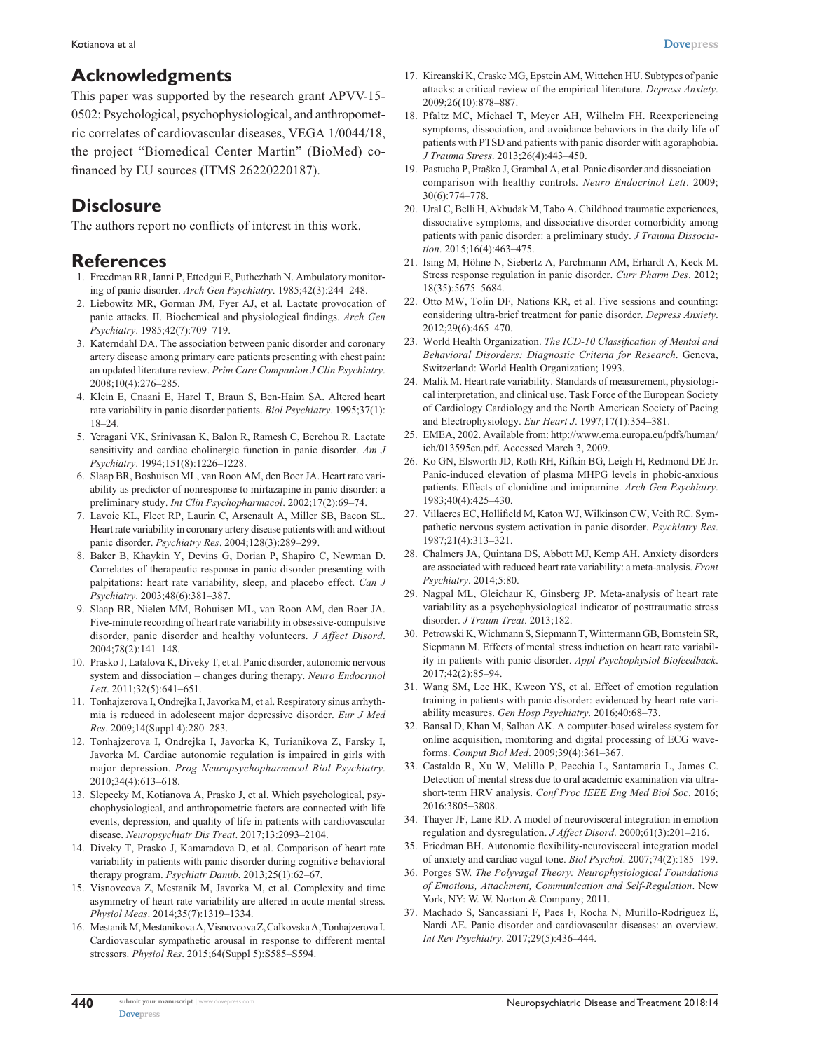## Acknowledgments

This paper was supported by the research grant APVV-15-0502: Psychological, psychophysiological, and anthropometric correlates of cardiovascular diseases, VEGA 1/0044/18, the project "Biomedical Center Martin" (BioMed) co-financed by EU sources (ITMS 26220220187).

## Disclosure

The authors report no conflicts of interest in this work.

## References

1. Freedman RR, Ianni P, Ettedgui E, Puthezhath N. Ambulatory monitoring of panic disorder. *Arch Gen Psychiatry*. 1985;42(3):244–248.
2. Liebowitz MR, Gorman JM, Fyer AJ, et al. Lactate provocation of panic attacks. II. Biochemical and physiological findings. *Arch Gen Psychiatry*. 1985;42(7):709–719.
3. Katerndahl DA. The association between panic disorder and coronary artery disease among primary care patients presenting with chest pain: an updated literature review. *Prim Care Companion J Clin Psychiatry*. 2008;10(4):276–285.
4. Klein E, Cnaani E, Harel T, Braun S, Ben-Haim SA. Altered heart rate variability in panic disorder patients. *Biol Psychiatry*. 1995;37(1):18–24.
5. Yeragani VK, Srinivasan K, Balon R, Ramesh C, Berchou R. Lactate sensitivity and cardiac cholinergic function in panic disorder. *Am J Psychiatry*. 1994;151(8):1226–1228.
6. Slaap BR, Boshuisen ML, van Roon AM, den Boer JA. Heart rate variability as predictor of nonresponse to mirtazapine in panic disorder: a preliminary study. *Int Clin Psychopharmacol*. 2002;17(2):69–74.
7. Lavoie KL, Fleet RP, Laurin C, Arsenault A, Miller SB, Bacon SL. Heart rate variability in coronary artery disease patients with and without panic disorder. *Psychiatry Res*. 2004;128(3):289–299.
8. Baker B, Khaykin Y, Devins G, Dorian P, Shapiro C, Newman D. Correlates of therapeutic response in panic disorder presenting with palpitations: heart rate variability, sleep, and placebo effect. *Can J Psychiatry*. 2003;48(6):381–387.
9. Slaap BR, Nielen MM, Bohuisen ML, van Roon AM, den Boer JA. Five-minute recording of heart rate variability in obsessive-compulsive disorder, panic disorder and healthy volunteers. *J Affect Disord*. 2004;78(2):141–148.
10. Prasko J, Latalova K, Diveky T, et al. Panic disorder, autonomic nervous system and dissociation – changes during therapy. *Neuro Endocrinol Lett*. 2011;32(5):641–651.
11. Tonhajzerova I, Ondrejka I, Javorka M, et al. Respiratory sinus arrhythmia is reduced in adolescent major depressive disorder. *Eur J Med Res*. 2009;14(Suppl 4):280–283.
12. Tonhajzerova I, Ondrejka I, Javorka K, Turianikova Z, Farsky I, Javorka M. Cardiac autonomic regulation is impaired in girls with major depression. *Prog Neuropsychopharmacol Biol Psychiatry*. 2010;34(4):613–618.
13. Slepecky M, Kotianova A, Prasko J, et al. Which psychological, psychophysiological, and anthropometric factors are connected with life events, depression, and quality of life in patients with cardiovascular disease. *Neuropsychiatr Dis Treat*. 2017;13:2093–2104.
14. Diveky T, Prasko J, Kamaradova D, et al. Comparison of heart rate variability in patients with panic disorder during cognitive behavioral therapy program. *Psychiatr Danub*. 2013;25(1):62–67.
15. Visnovcova Z, Mestanik M, Javorka M, et al. Complexity and time asymmetry of heart rate variability are altered in acute mental stress. *Physiol Meas*. 2014;35(7):1319–1334.
16. Mestanik M, Mestanikova A, Visnovcova Z, Calkovska A, Tonhajzerova I. Cardiovascular sympathetic arousal in response to different mental stressors. *Physiol Res*. 2015;64(Suppl 5):S585–S594.
17. Kircanski K, Craske MG, Epstein AM, Wittchen HU. Subtypes of panic attacks: a critical review of the empirical literature. *Depress Anxiety*. 2009;26(10):878–887.
18. Pfaltz MC, Michael T, Meyer AH, Wilhelm FH. Reexperiencing symptoms, dissociation, and avoidance behaviors in the daily life of patients with PTSD and patients with panic disorder with agoraphobia. *J Trauma Stress*. 2013;26(4):443–450.
19. Pastucha P, Praško J, Grambal A, et al. Panic disorder and dissociation – comparison with healthy controls. *Neuro Endocrinol Lett*. 2009; 30(6):774–778.
20. Ural C, Belli H, Akbudak M, Tabo A. Childhood traumatic experiences, dissociative symptoms, and dissociative disorder comorbidity among patients with panic disorder: a preliminary study. *J Trauma Dissociation*. 2015;16(4):463–475.
21. Ising M, Höhne N, Siebertz A, Parchmann AM, Erhardt A, Keck M. Stress response regulation in panic disorder. *Curr Pharm Des*. 2012; 18(35):5675–5684.
22. Otto MW, Tolin DF, Nations KR, et al. Five sessions and counting: considering ultra-brief treatment for panic disorder. *Depress Anxiety*. 2012;29(6):465–470.
23. World Health Organization. *The ICD-10 Classification of Mental and Behavioral Disorders: Diagnostic Criteria for Research*. Geneva, Switzerland: World Health Organization; 1993.
24. Malik M. Heart rate variability. Standards of measurement, physiological interpretation, and clinical use. Task Force of the European Society of Cardiology Cardiology and the North American Society of Pacing and Electrophysiology. *Eur Heart J*. 1997;17(1):354–381.
25. EMEA, 2002. Available from: http://www.ema.europa.eu/pdfs/human/ich/013595en.pdf. Accessed March 3, 2009.
26. Ko GN, Elsworth JD, Roth RH, Rifkin BG, Leigh H, Redmond DE Jr. Panic-induced elevation of plasma MHPG levels in phobic-anxious patients. Effects of clonidine and imipramine. *Arch Gen Psychiatry*. 1983;40(4):425–430.
27. Villacres EC, Hollifield M, Katon WJ, Wilkinson CW, Veith RC. Sympathetic nervous system activation in panic disorder. *Psychiatry Res*. 1987;21(4):313–321.
28. Chalmers JA, Quintana DS, Abbott MJ, Kemp AH. Anxiety disorders are associated with reduced heart rate variability: a meta-analysis. *Front Psychiatry*. 2014;5:80.
29. Nagpal ML, Gleichaur K, Ginsberg JP. Meta-analysis of heart rate variability as a psychophysiological indicator of posttraumatic stress disorder. *J Traum Treat*. 2013;182.
30. Petrowski K, Wichmann S, Siepmann T, Wintermann GB, Bornstein SR, Siepmann M. Effects of mental stress induction on heart rate variability in patients with panic disorder. *Appl Psychophysiol Biofeedback*. 2017;42(2):85–94.
31. Wang SM, Lee HK, Kweon YS, et al. Effect of emotion regulation training in patients with panic disorder: evidenced by heart rate variability measures. *Gen Hosp Psychiatry*. 2016;40:68–73.
32. Bansal D, Khan M, Salhan AK. A computer-based wireless system for online acquisition, monitoring and digital processing of ECG waveforms. *Comput Biol Med*. 2009;39(4):361–367.
33. Castaldo R, Xu W, Melillo P, Pecchia L, Santamaria L, James C. Detection of mental stress due to oral academic examination via ultra-short-term HRV analysis. *Conf Proc IEEE Eng Med Biol Soc*. 2016; 2016:3805–3808.
34. Thayer JF, Lane RD. A model of neurovisceral integration in emotion regulation and dysregulation. *J Affect Disord*. 2000;61(3):201–216.
35. Friedman BH. Autonomic flexibility-neurovisceral integration model of anxiety and cardiac vagal tone. *Biol Psychol*. 2007;74(2):185–199.
36. Porges SW. *The Polyvagal Theory: Neurophysiological Foundations of Emotions, Attachment, Communication and Self-Regulation*. New York, NY: W. W. Norton & Company; 2011.
37. Machado S, Sancassiani F, Paes F, Rocha N, Murillo-Rodriguez E, Nardi AE. Panic disorder and cardiovascular diseases: an overview. *Int Rev Psychiatry*. 2017;29(5):436–444.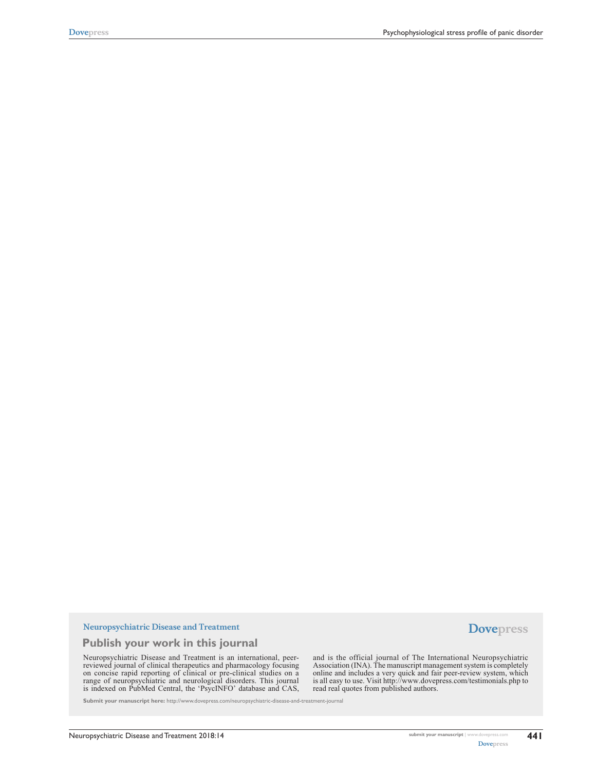**Neuropsychiatric Disease and Treatment**

**Dovepress**

## Publish your work in this journal

Neuropsychiatric Disease and Treatment is an international, peer-reviewed journal of clinical therapeutics and pharmacology focusing on concise rapid reporting of clinical or pre-clinical studies on a range of neuropsychiatric and neurological disorders. This journal is indexed on PubMed Central, the 'PsycINFO' database and CAS, and is the official journal of The International Neuropsychiatric Association (INA). The manuscript management system is completely online and includes a very quick and fair peer-review system, which is all easy to use. Visit http://www.dovepress.com/testimonials.php to read real quotes from published authors.

**Submit your manuscript here:** http://www.dovepress.com/neuropsychiatric-disease-and-treatment-journal